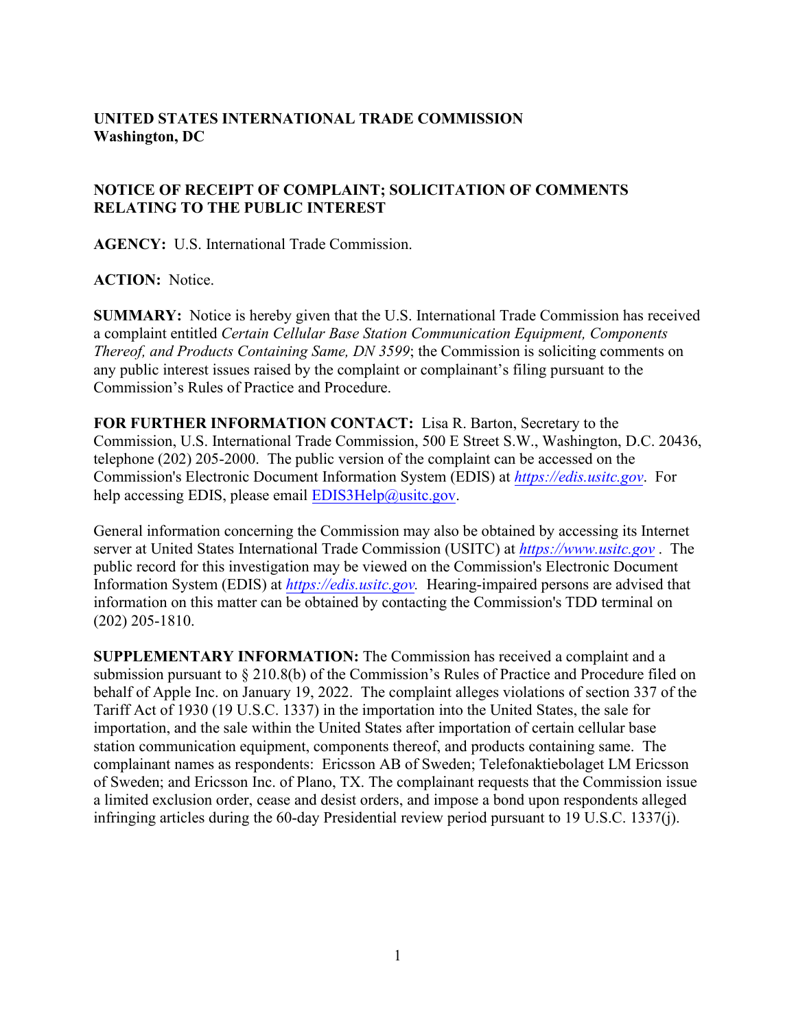**UNITED STATES INTERNATIONAL TRADE COMMISSION**
**Washington, DC**

**NOTICE OF RECEIPT OF COMPLAINT; SOLICITATION OF COMMENTS RELATING TO THE PUBLIC INTEREST**

**AGENCY:** U.S. International Trade Commission.

**ACTION:** Notice.

**SUMMARY:** Notice is hereby given that the U.S. International Trade Commission has received a complaint entitled *Certain Cellular Base Station Communication Equipment, Components Thereof, and Products Containing Same, DN 3599*; the Commission is soliciting comments on any public interest issues raised by the complaint or complainant's filing pursuant to the Commission's Rules of Practice and Procedure.

**FOR FURTHER INFORMATION CONTACT:** Lisa R. Barton, Secretary to the Commission, U.S. International Trade Commission, 500 E Street S.W., Washington, D.C. 20436, telephone (202) 205-2000. The public version of the complaint can be accessed on the Commission's Electronic Document Information System (EDIS) at *https://edis.usitc.gov*. For help accessing EDIS, please email EDIS3Help@usitc.gov.

General information concerning the Commission may also be obtained by accessing its Internet server at United States International Trade Commission (USITC) at *https://www.usitc.gov* . The public record for this investigation may be viewed on the Commission's Electronic Document Information System (EDIS) at *https://edis.usitc.gov.* Hearing-impaired persons are advised that information on this matter can be obtained by contacting the Commission's TDD terminal on (202) 205-1810.

**SUPPLEMENTARY INFORMATION:** The Commission has received a complaint and a submission pursuant to § 210.8(b) of the Commission's Rules of Practice and Procedure filed on behalf of Apple Inc. on January 19, 2022. The complaint alleges violations of section 337 of the Tariff Act of 1930 (19 U.S.C. 1337) in the importation into the United States, the sale for importation, and the sale within the United States after importation of certain cellular base station communication equipment, components thereof, and products containing same. The complainant names as respondents: Ericsson AB of Sweden; Telefonaktiebolaget LM Ericsson of Sweden; and Ericsson Inc. of Plano, TX. The complainant requests that the Commission issue a limited exclusion order, cease and desist orders, and impose a bond upon respondents alleged infringing articles during the 60-day Presidential review period pursuant to 19 U.S.C. 1337(j).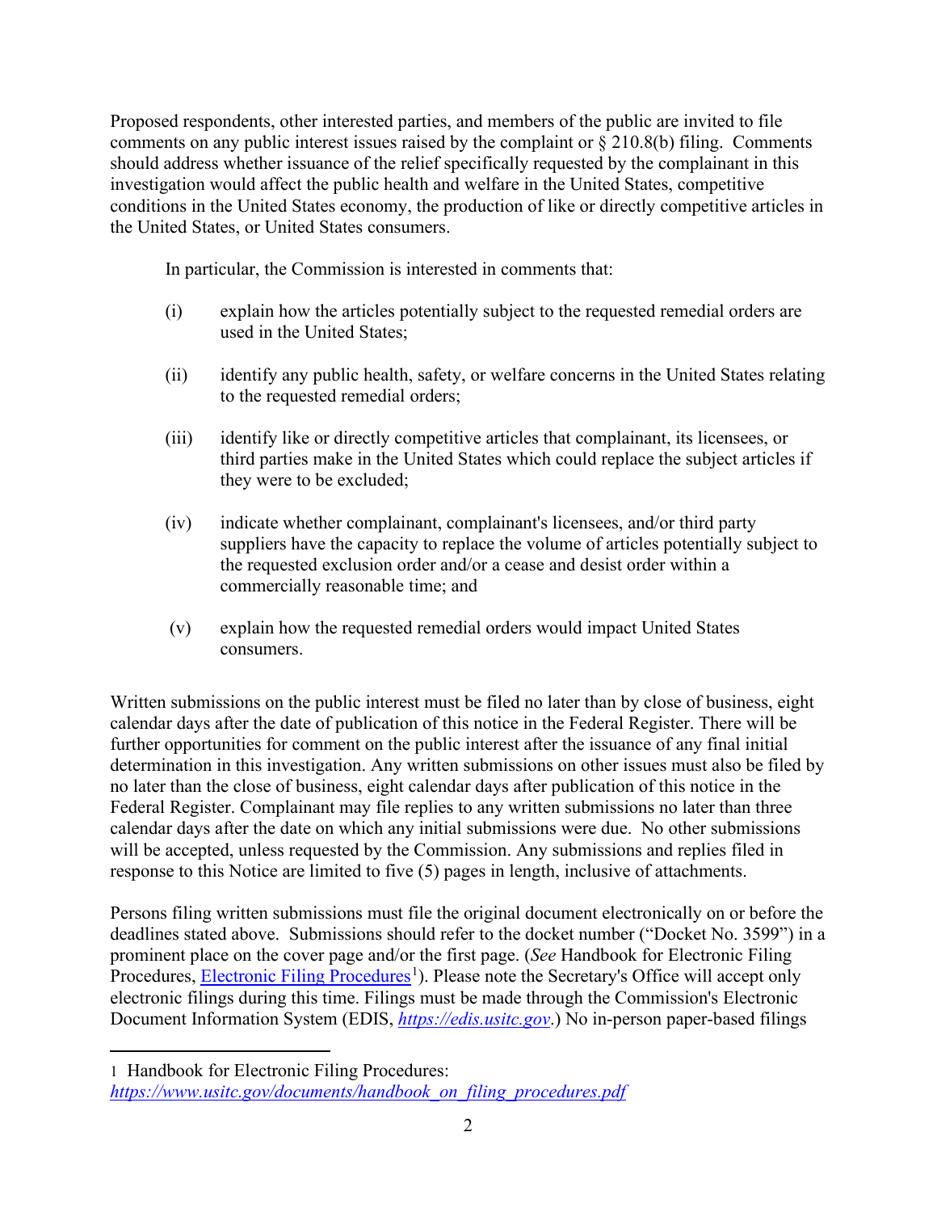Proposed respondents, other interested parties, and members of the public are invited to file comments on any public interest issues raised by the complaint or § 210.8(b) filing. Comments should address whether issuance of the relief specifically requested by the complainant in this investigation would affect the public health and welfare in the United States, competitive conditions in the United States economy, the production of like or directly competitive articles in the United States, or United States consumers.

In particular, the Commission is interested in comments that:

(i) explain how the articles potentially subject to the requested remedial orders are used in the United States;

(ii) identify any public health, safety, or welfare concerns in the United States relating to the requested remedial orders;

(iii) identify like or directly competitive articles that complainant, its licensees, or third parties make in the United States which could replace the subject articles if they were to be excluded;

(iv) indicate whether complainant, complainant's licensees, and/or third party suppliers have the capacity to replace the volume of articles potentially subject to the requested exclusion order and/or a cease and desist order within a commercially reasonable time; and

(v) explain how the requested remedial orders would impact United States consumers.

Written submissions on the public interest must be filed no later than by close of business, eight calendar days after the date of publication of this notice in the Federal Register. There will be further opportunities for comment on the public interest after the issuance of any final initial determination in this investigation. Any written submissions on other issues must also be filed by no later than the close of business, eight calendar days after publication of this notice in the Federal Register. Complainant may file replies to any written submissions no later than three calendar days after the date on which any initial submissions were due. No other submissions will be accepted, unless requested by the Commission. Any submissions and replies filed in response to this Notice are limited to five (5) pages in length, inclusive of attachments.

Persons filing written submissions must file the original document electronically on or before the deadlines stated above. Submissions should refer to the docket number ("Docket No. 3599") in a prominent place on the cover page and/or the first page. (*See* Handbook for Electronic Filing Procedures, Electronic Filing Procedures[1]). Please note the Secretary's Office will accept only electronic filings during this time. Filings must be made through the Commission's Electronic Document Information System (EDIS, *https://edis.usitc.gov*.) No in-person paper-based filings

[1] Handbook for Electronic Filing Procedures: *https://www.usitc.gov/documents/handbook_on_filing_procedures.pdf*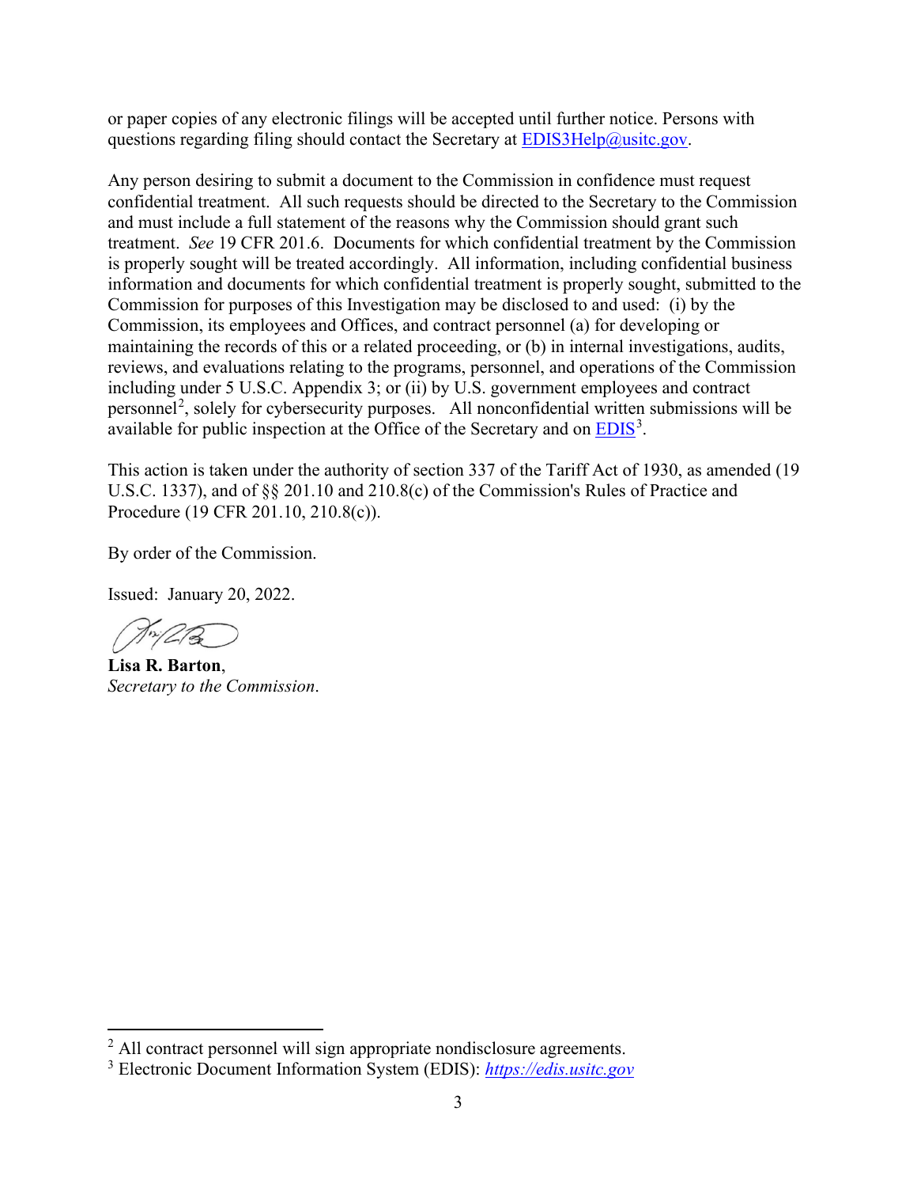or paper copies of any electronic filings will be accepted until further notice. Persons with questions regarding filing should contact the Secretary at EDIS3Help@usitc.gov.

Any person desiring to submit a document to the Commission in confidence must request confidential treatment. All such requests should be directed to the Secretary to the Commission and must include a full statement of the reasons why the Commission should grant such treatment. *See* 19 CFR 201.6. Documents for which confidential treatment by the Commission is properly sought will be treated accordingly. All information, including confidential business information and documents for which confidential treatment is properly sought, submitted to the Commission for purposes of this Investigation may be disclosed to and used: (i) by the Commission, its employees and Offices, and contract personnel (a) for developing or maintaining the records of this or a related proceeding, or (b) in internal investigations, audits, reviews, and evaluations relating to the programs, personnel, and operations of the Commission including under 5 U.S.C. Appendix 3; or (ii) by U.S. government employees and contract personnel[2], solely for cybersecurity purposes. All nonconfidential written submissions will be available for public inspection at the Office of the Secretary and on EDIS[3].

This action is taken under the authority of section 337 of the Tariff Act of 1930, as amended (19 U.S.C. 1337), and of §§ 201.10 and 210.8(c) of the Commission's Rules of Practice and Procedure (19 CFR 201.10, 210.8(c)).

By order of the Commission.

Issued: January 20, 2022.

**Lisa R. Barton**,
*Secretary to the Commission*.

---

[2] All contract personnel will sign appropriate nondisclosure agreements.

[3] Electronic Document Information System (EDIS): *https://edis.usitc.gov*